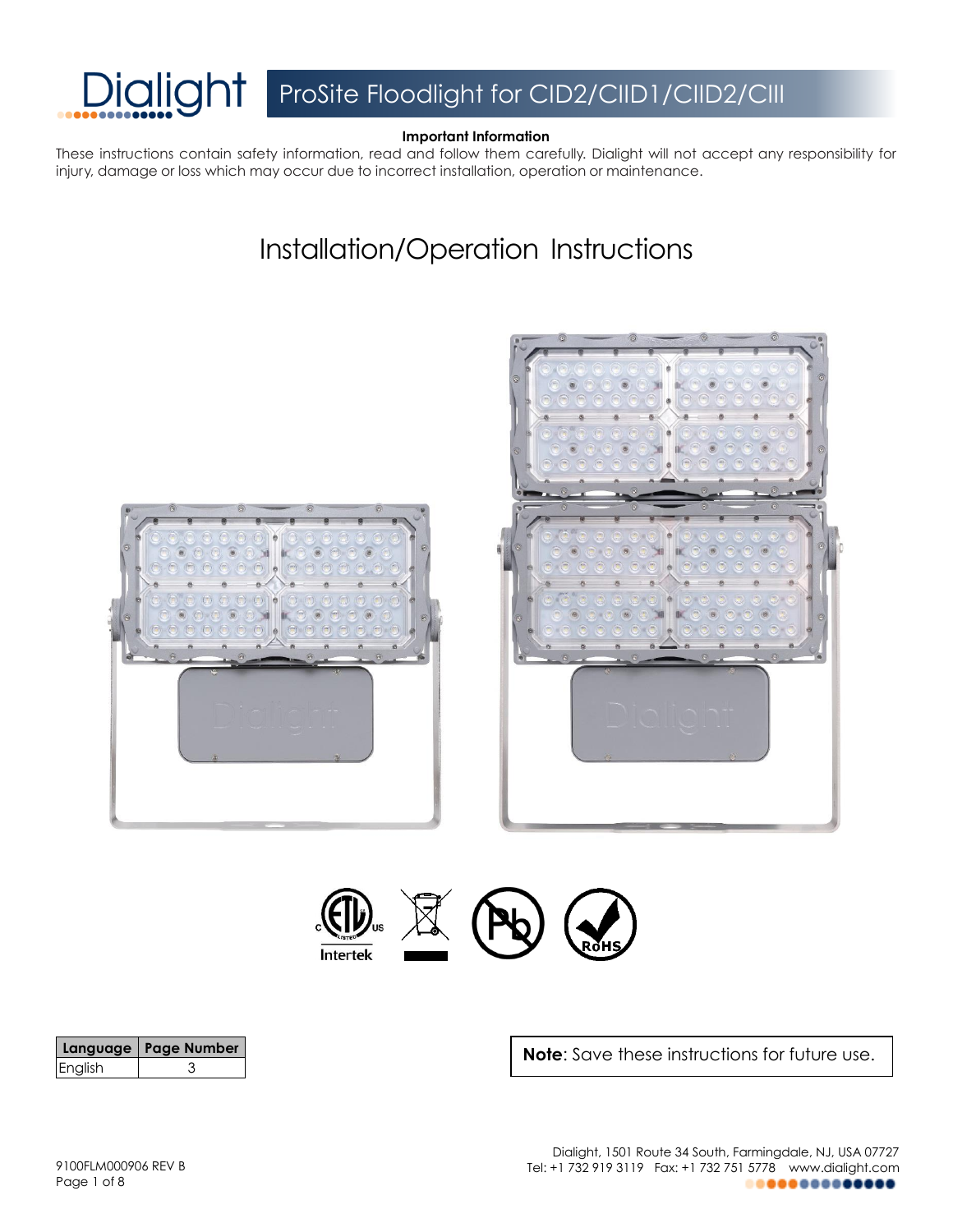# ProSite Floodlight for CID2/CIID1/CIID2/CIII

**Important Information**

These instructions contain safety information, read and follow them carefully. Dialight will not accept any responsibility for injury, damage or loss which may occur due to incorrect installation, operation or maintenance.

## Installation/Operation Instructions

| Language | Page Number |
|---|---|
| English | 3 |

**Note**: Save these instructions for future use.

9100FLM000906 REV B

Dialight, 1501 Route 34 South, Farmingdale, NJ, USA 07727
Tel: +1 732 919 3119 Fax: +1 732 751 5778 www.dialight.com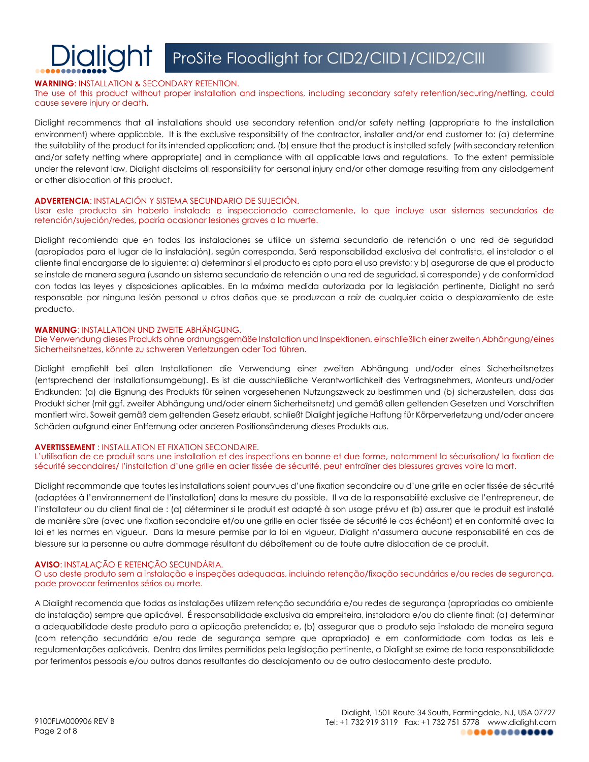**WARNING**: INSTALLATION & SECONDARY RETENTION.
The use of this product without proper installation and inspections, including secondary safety retention/securing/netting, could cause severe injury or death.

Dialight recommends that all installations should use secondary retention and/or safety netting (appropriate to the installation environment) where applicable. It is the exclusive responsibility of the contractor, installer and/or end customer to: (a) determine the suitability of the product for its intended application; and, (b) ensure that the product is installed safely (with secondary retention and/or safety netting where appropriate) and in compliance with all applicable laws and regulations. To the extent permissible under the relevant law, Dialight disclaims all responsibility for personal injury and/or other damage resulting from any dislodgement or other dislocation of this product.

**ADVERTENCIA**: INSTALACIÓN Y SISTEMA SECUNDARIO DE SUJECIÓN.
Usar este producto sin haberlo instalado e inspeccionado correctamente, lo que incluye usar sistemas secundarios de retención/sujeción/redes, podría ocasionar lesiones graves o la muerte.

Dialight recomienda que en todas las instalaciones se utilice un sistema secundario de retención o una red de seguridad (apropiados para el lugar de la instalación), según corresponda. Será responsabilidad exclusiva del contratista, el instalador o el cliente final encargarse de lo siguiente: a) determinar si el producto es apto para el uso previsto; y b) asegurarse de que el producto se instale de manera segura (usando un sistema secundario de retención o una red de seguridad, si corresponde) y de conformidad con todas las leyes y disposiciones aplicables. En la máxima medida autorizada por la legislación pertinente, Dialight no será responsable por ninguna lesión personal u otros daños que se produzcan a raíz de cualquier caída o desplazamiento de este producto.

**WARNUNG**: INSTALLATION UND ZWEITE ABHÄNGUNG.
Die Verwendung dieses Produkts ohne ordnungsgemäße Installation und Inspektionen, einschließlich einer zweiten Abhängung/eines Sicherheitsnetzes, könnte zu schweren Verletzungen oder Tod führen.

Dialight empfiehlt bei allen Installationen die Verwendung einer zweiten Abhängung und/oder eines Sicherheitsnetzes (entsprechend der Installationsumgebung). Es ist die ausschließliche Verantwortlichkeit des Vertragsnehmers, Monteurs und/oder Endkunden: (a) die Eignung des Produkts für seinen vorgesehenen Nutzungszweck zu bestimmen und (b) sicherzustellen, dass das Produkt sicher (mit ggf. zweiter Abhängung und/oder einem Sicherheitsnetz) und gemäß allen geltenden Gesetzen und Vorschriften montiert wird. Soweit gemäß dem geltenden Gesetz erlaubt, schließt Dialight jegliche Haftung für Körperverletzung und/oder andere Schäden aufgrund einer Entfernung oder anderen Positionsänderung dieses Produkts aus.

**AVERTISSEMENT** : INSTALLATION ET FIXATION SECONDAIRE.
L'utilisation de ce produit sans une installation et des inspections en bonne et due forme, notamment la sécurisation/ la fixation de sécurité secondaires/ l'installation d'une grille en acier tissée de sécurité, peut entraîner des blessures graves voire la mort.

Dialight recommande que toutes les installations soient pourvues d'une fixation secondaire ou d'une grille en acier tissée de sécurité (adaptées à l'environnement de l'installation) dans la mesure du possible. Il va de la responsabilité exclusive de l'entrepreneur, de l'installateur ou du client final de : (a) déterminer si le produit est adapté à son usage prévu et (b) assurer que le produit est installé de manière sûre (avec une fixation secondaire et/ou une grille en acier tissée de sécurité le cas échéant) et en conformité avec la loi et les normes en vigueur. Dans la mesure permise par la loi en vigueur, Dialight n'assumera aucune responsabilité en cas de blessure sur la personne ou autre dommage résultant du déboîtement ou de toute autre dislocation de ce produit.

**AVISO**: INSTALAÇÃO E RETENÇÃO SECUNDÁRIA.
O uso deste produto sem a instalação e inspeções adequadas, incluindo retenção/fixação secundárias e/ou redes de segurança, pode provocar ferimentos sérios ou morte.

A Dialight recomenda que todas as instalações utilizem retenção secundária e/ou redes de segurança (apropriadas ao ambiente da instalação) sempre que aplicável. É responsabilidade exclusiva da empreiteira, instaladora e/ou do cliente final: (a) determinar a adequabilidade deste produto para a aplicação pretendida; e, (b) assegurar que o produto seja instalado de maneira segura (com retenção secundária e/ou rede de segurança sempre que apropriado) e em conformidade com todas as leis e regulamentações aplicáveis. Dentro dos limites permitidos pela legislação pertinente, a Dialight se exime de toda responsabilidade por ferimentos pessoais e/ou outros danos resultantes do desalojamento ou de outro deslocamento deste produto.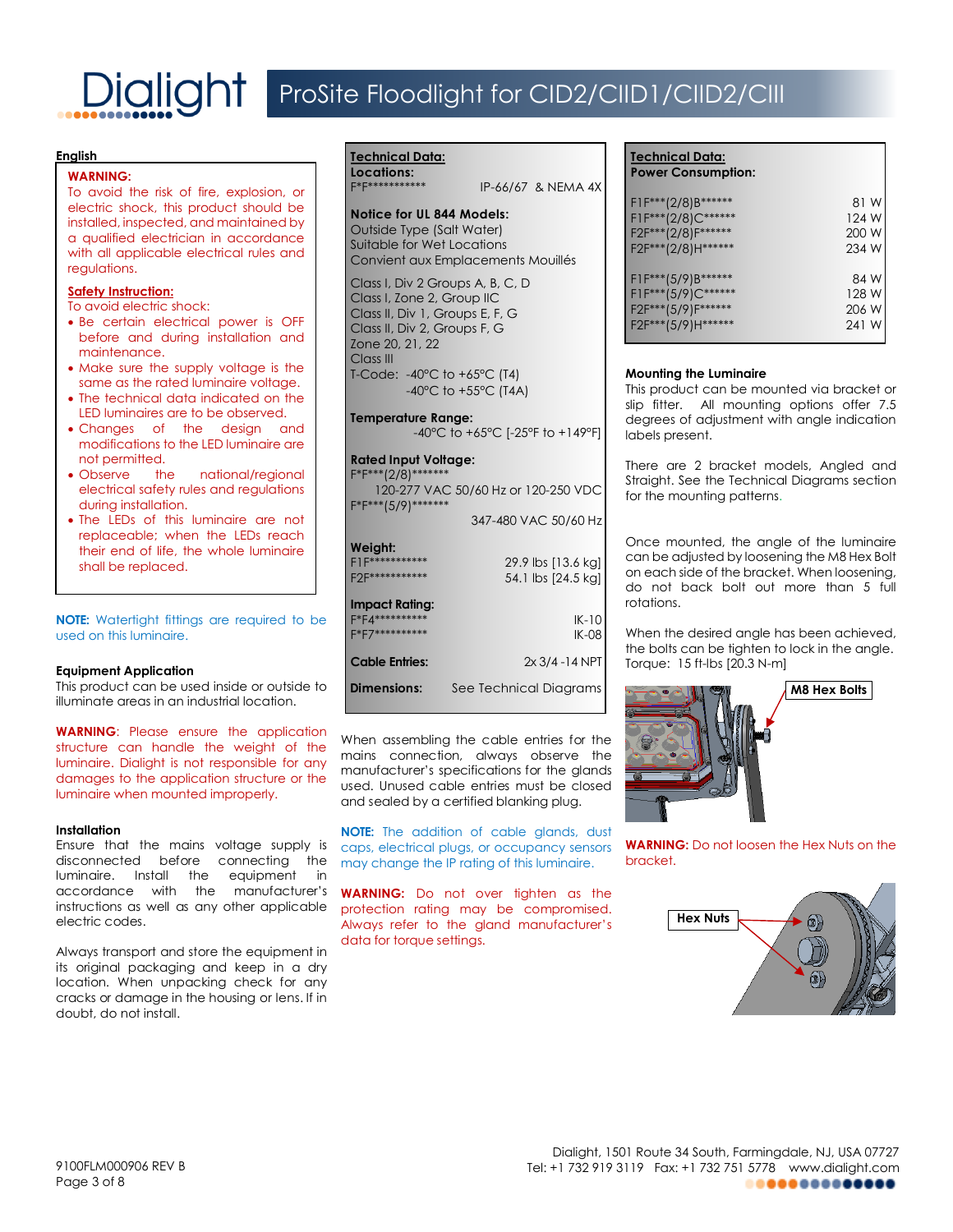# ProSite Floodlight for CID2/CIID1/CIID2/CIII

## English

**WARNING:**
To avoid the risk of fire, explosion, or electric shock, this product should be installed, inspected, and maintained by a qualified electrician in accordance with all applicable electrical rules and regulations.

**Safety Instruction:**
To avoid electric shock:

- Be certain electrical power is OFF before and during installation and maintenance.
- Make sure the supply voltage is the same as the rated luminaire voltage.
- The technical data indicated on the LED luminaires are to be observed.
- Changes of the design and modifications to the LED luminaire are not permitted.
- Observe the national/regional electrical safety rules and regulations during installation.
- The LEDs of this luminaire are not replaceable; when the LEDs reach their end of life, the whole luminaire shall be replaced.

**NOTE:** Watertight fittings are required to be used on this luminaire.

### Equipment Application

This product can be used inside or outside to illuminate areas in an industrial location.

**WARNING**: Please ensure the application structure can handle the weight of the luminaire. Dialight is not responsible for any damages to the application structure or the luminaire when mounted improperly.

### Installation

Ensure that the mains voltage supply is disconnected before connecting the luminaire. Install the equipment in accordance with the manufacturer's instructions as well as any other applicable electric codes.

Always transport and store the equipment in its original packaging and keep in a dry location. When unpacking check for any cracks or damage in the housing or lens. If in doubt, do not install.

### Technical Data:

**Locations:**

| | |
|---|---|
| F*F*********** | IP-66/67 & NEMA 4X |

**Notice for UL 844 Models:**
Outside Type (Salt Water)
Suitable for Wet Locations
Convient aux Emplacements Mouillés

Class I, Div 2 Groups A, B, C, D
Class I, Zone 2, Group IIC
Class II, Div 1, Groups E, F, G
Class II, Div 2, Groups F, G
Zone 20, 21, 22
Class III
T-Code: -40°C to +65°C (T4)
-40°C to +55°C (T4A)

**Temperature Range:**
-40°C to +65°C [-25°F to +149°F]

**Rated Input Voltage:**

| | |
|---|---|
| F*F***(2/8)******* | 120-277 VAC 50/60 Hz or 120-250 VDC |
| F*F***(5/9)******* | 347-480 VAC 50/60 Hz |

**Weight:**

| | |
|---|---|
| F1F*********** | 29.9 lbs [13.6 kg] |
| F2F*********** | 54.1 lbs [24.5 kg] |

**Impact Rating:**

| | |
|---|---|
| F*F4********** | IK-10 |
| F*F7********** | IK-08 |

**Cable Entries:** 2x 3/4 -14 NPT

**Dimensions:** See Technical Diagrams

When assembling the cable entries for the mains connection, always observe the manufacturer's specifications for the glands used. Unused cable entries must be closed and sealed by a certified blanking plug.

**NOTE:** The addition of cable glands, dust caps, electrical plugs, or occupancy sensors may change the IP rating of this luminaire.

**WARNING:** Do not over tighten as the protection rating may be compromised. Always refer to the gland manufacturer's data for torque settings.

### Technical Data:

**Power Consumption:**

| Model | Power |
|---|---|
| F1F***(2/8)B****** | 81 W |
| F1F***(2/8)C****** | 124 W |
| F2F***(2/8)F****** | 200 W |
| F2F***(2/8)H****** | 234 W |
| F1F***(5/9)B****** | 84 W |
| F1F***(5/9)C****** | 128 W |
| F2F***(5/9)F****** | 206 W |
| F2F***(5/9)H****** | 241 W |

### Mounting the Luminaire

This product can be mounted via bracket or slip fitter. All mounting options offer 7.5 degrees of adjustment with angle indication labels present.

There are 2 bracket models, Angled and Straight. See the Technical Diagrams section for the mounting patterns.

Once mounted, the angle of the luminaire can be adjusted by loosening the M8 Hex Bolt on each side of the bracket. When loosening, do not back bolt out more than 5 full rotations.

When the desired angle has been achieved, the bolts can be tighten to lock in the angle.
Torque: 15 ft-lbs [20.3 N-m]

**M8 Hex Bolts**

**WARNING:** Do not loosen the Hex Nuts on the bracket.

**Hex Nuts**

9100FLM000906 REV B

Dialight, 1501 Route 34 South, Farmingdale, NJ, USA 07727
Tel: +1 732 919 3119 Fax: +1 732 751 5778 www.dialight.com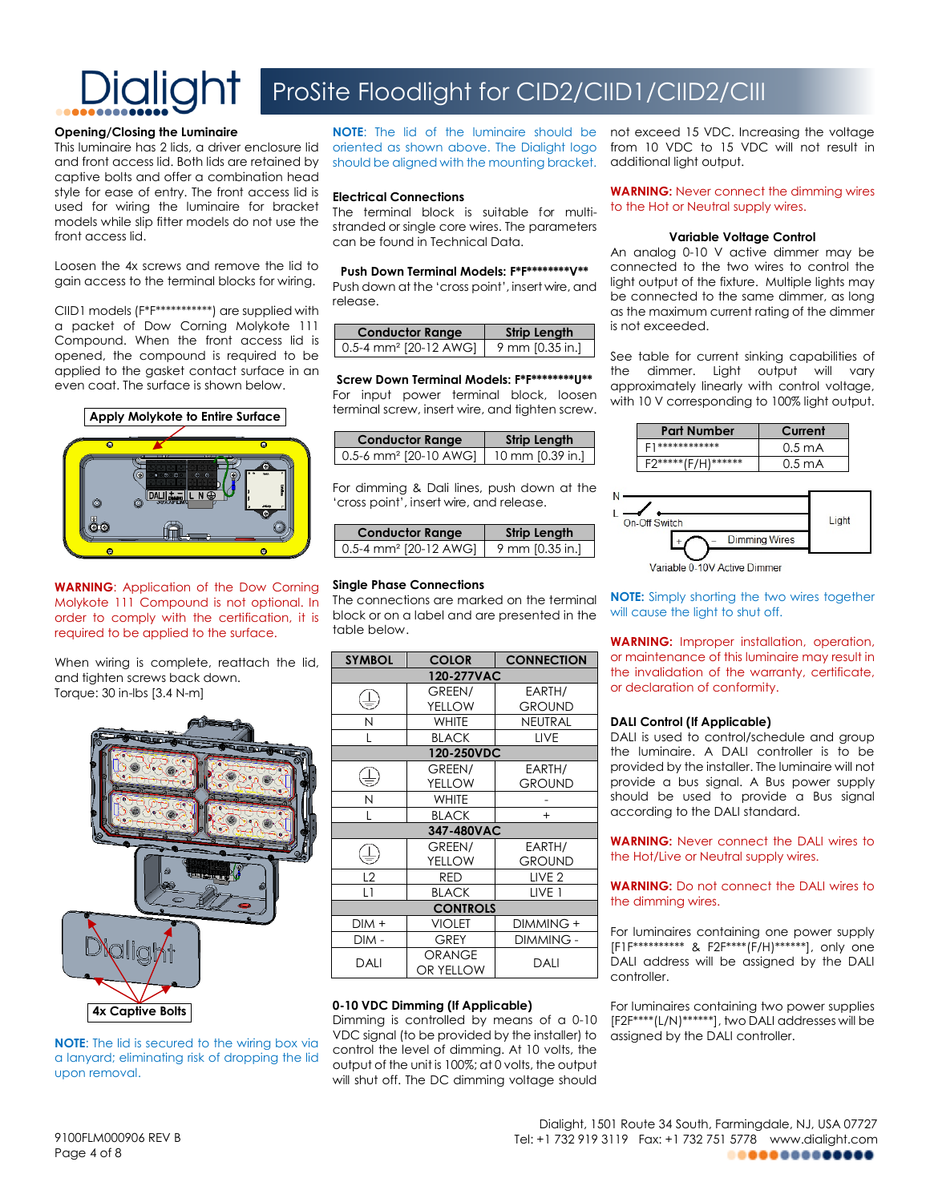## Opening/Closing the Luminaire

This luminaire has 2 lids, a driver enclosure lid and front access lid. Both lids are retained by captive bolts and offer a combination head style for ease of entry. The front access lid is used for wiring the luminaire for bracket models while slip fitter models do not use the front access lid.

Loosen the 4x screws and remove the lid to gain access to the terminal blocks for wiring.

CIID1 models (F*F***********) are supplied with a packet of Dow Corning Molykote 111 Compound. When the front access lid is opened, the compound is required to be applied to the gasket contact surface in an even coat. The surface is shown below.

Apply Molykote to Entire Surface

**WARNING**: Application of the Dow Corning Molykote 111 Compound is not optional. In order to comply with the certification, it is required to be applied to the surface.

When wiring is complete, reattach the lid, and tighten screws back down.
Torque: 30 in-lbs [3.4 N-m]

4x Captive Bolts

**NOTE**: The lid is secured to the wiring box via a lanyard; eliminating risk of dropping the lid upon removal.

**NOTE**: The lid of the luminaire should be oriented as shown above. The Dialight logo should be aligned with the mounting bracket.

## Electrical Connections

The terminal block is suitable for multi-stranded or single core wires. The parameters can be found in Technical Data.

### Push Down Terminal Models: F*F********V**

Push down at the 'cross point', insert wire, and release.

| Conductor Range | Strip Length |
|---|---|
| 0.5-4 mm² [20-12 AWG] | 9 mm [0.35 in.] |

### Screw Down Terminal Models: F*F********U**

For input power terminal block, loosen terminal screw, insert wire, and tighten screw.

| Conductor Range | Strip Length |
|---|---|
| 0.5-6 mm² [20-10 AWG] | 10 mm [0.39 in.] |

For dimming & Dali lines, push down at the 'cross point', insert wire, and release.

| Conductor Range | Strip Length |
|---|---|
| 0.5-4 mm² [20-12 AWG] | 9 mm [0.35 in.] |

## Single Phase Connections

The connections are marked on the terminal block or on a label and are presented in the table below.

| SYMBOL | COLOR | CONNECTION |
|---|---|---|
| **120-277VAC** | | |
| ⏚ | GREEN/ YELLOW | EARTH/ GROUND |
| N | WHITE | NEUTRAL |
| L | BLACK | LIVE |
| **120-250VDC** | | |
| ⏚ | GREEN/ YELLOW | EARTH/ GROUND |
| N | WHITE | - |
| L | BLACK | + |
| **347-480VAC** | | |
| ⏚ | GREEN/ YELLOW | EARTH/ GROUND |
| L2 | RED | LIVE 2 |
| L1 | BLACK | LIVE 1 |
| **CONTROLS** | | |
| DIM + | VIOLET | DIMMING + |
| DIM - | GREY | DIMMING - |
| DALI | ORANGE OR YELLOW | DALI |

## 0-10 VDC Dimming (If Applicable)

Dimming is controlled by means of a 0-10 VDC signal (to be provided by the installer) to control the level of dimming. At 10 volts, the output of the unit is 100%; at 0 volts, the output will shut off. The DC dimming voltage should not exceed 15 VDC. Increasing the voltage from 10 VDC to 15 VDC will not result in additional light output.

**WARNING:** Never connect the dimming wires to the Hot or Neutral supply wires.

### Variable Voltage Control

An analog 0-10 V active dimmer may be connected to the two wires to control the light output of the fixture. Multiple lights may be connected to the same dimmer, as long as the maximum current rating of the dimmer is not exceeded.

See table for current sinking capabilities of the dimmer. Light output will vary approximately linearly with control voltage, with 10 V corresponding to 100% light output.

| Part Number | Current |
|---|---|
| F1************ | 0.5 mA |
| F2*****(F/H)****** | 0.5 mA |

N, L, On-Off Switch, Light, Dimming Wires, Variable 0-10V Active Dimmer

**NOTE:** Simply shorting the two wires together will cause the light to shut off.

**WARNING:** Improper installation, operation, or maintenance of this luminaire may result in the invalidation of the warranty, certificate, or declaration of conformity.

## DALI Control (If Applicable)

DALI is used to control/schedule and group the luminaire. A DALI controller is to be provided by the installer. The luminaire will not provide a bus signal. A Bus power supply should be used to provide a Bus signal according to the DALI standard.

**WARNING:** Never connect the DALI wires to the Hot/Live or Neutral supply wires.

**WARNING:** Do not connect the DALI wires to the dimming wires.

For luminaires containing one power supply [F1F********** & F2F****(F/H)******], only one DALI address will be assigned by the DALI controller.

For luminaires containing two power supplies [F2F****(L/N)******], two DALI addresses will be assigned by the DALI controller.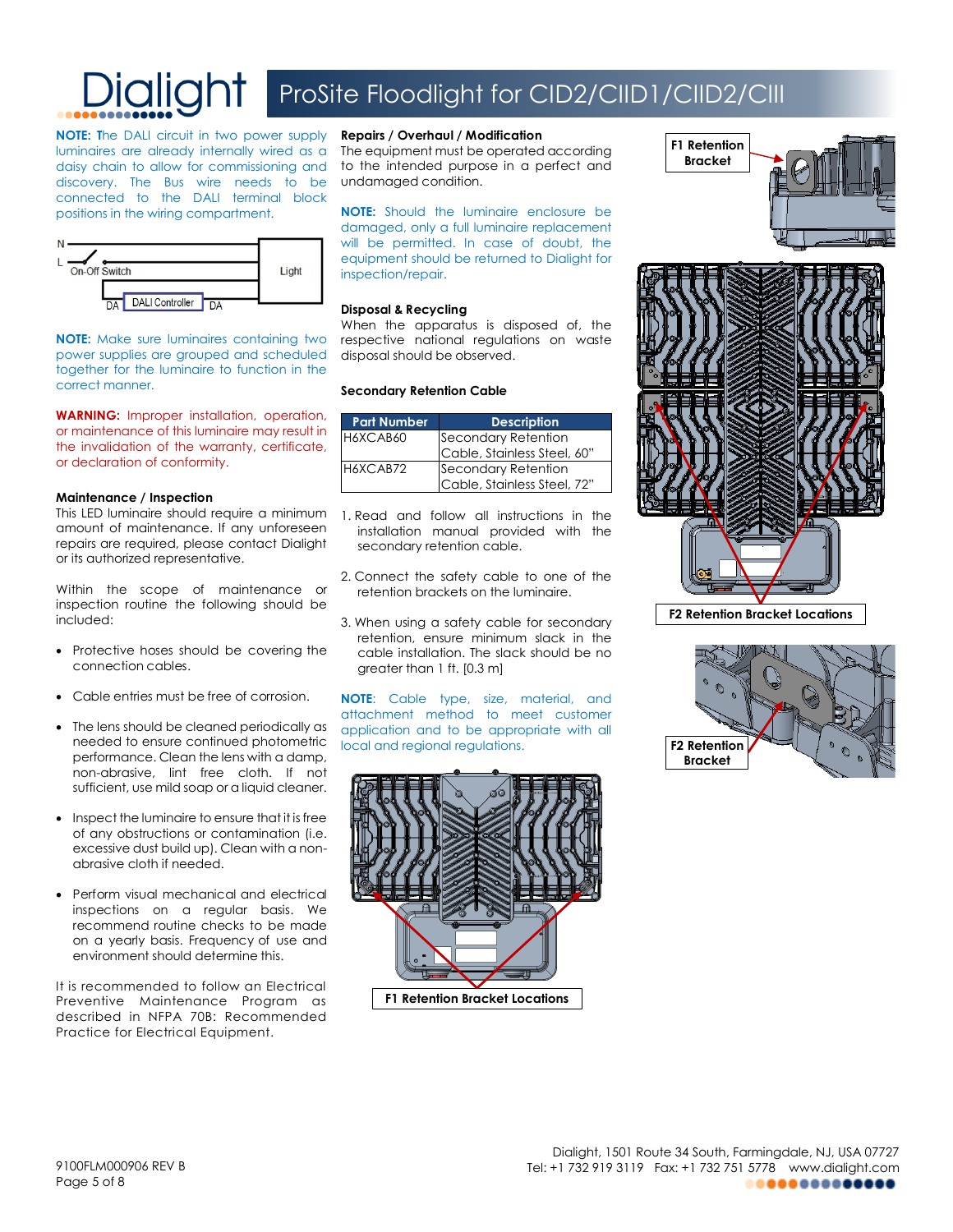**NOTE: T**he DALI circuit in two power supply luminaires are already internally wired as a daisy chain to allow for commissioning and discovery. The Bus wire needs to be connected to the DALI terminal block positions in the wiring compartment.

**NOTE:** Make sure luminaires containing two power supplies are grouped and scheduled together for the luminaire to function in the correct manner.

**WARNING:** Improper installation, operation, or maintenance of this luminaire may result in the invalidation of the warranty, certificate, or declaration of conformity.

### Maintenance / Inspection

This LED luminaire should require a minimum amount of maintenance. If any unforeseen repairs are required, please contact Dialight or its authorized representative.

Within the scope of maintenance or inspection routine the following should be included:

- Protective hoses should be covering the connection cables.
- Cable entries must be free of corrosion.
- The lens should be cleaned periodically as needed to ensure continued photometric performance. Clean the lens with a damp, non-abrasive, lint free cloth. If not sufficient, use mild soap or a liquid cleaner.
- Inspect the luminaire to ensure that it is free of any obstructions or contamination (i.e. excessive dust build up). Clean with a non-abrasive cloth if needed.
- Perform visual mechanical and electrical inspections on a regular basis. We recommend routine checks to be made on a yearly basis. Frequency of use and environment should determine this.

It is recommended to follow an Electrical Preventive Maintenance Program as described in NFPA 70B: Recommended Practice for Electrical Equipment.

### Repairs / Overhaul / Modification

The equipment must be operated according to the intended purpose in a perfect and undamaged condition.

**NOTE:** Should the luminaire enclosure be damaged, only a full luminaire replacement will be permitted. In case of doubt, the equipment should be returned to Dialight for inspection/repair.

### Disposal & Recycling

When the apparatus is disposed of, the respective national regulations on waste disposal should be observed.

### Secondary Retention Cable

| Part Number | Description |
|---|---|
| H6XCAB60 | Secondary Retention Cable, Stainless Steel, 60" |
| H6XCAB72 | Secondary Retention Cable, Stainless Steel, 72" |

1. Read and follow all instructions in the installation manual provided with the secondary retention cable.
2. Connect the safety cable to one of the retention brackets on the luminaire.
3. When using a safety cable for secondary retention, ensure minimum slack in the cable installation. The slack should be no greater than 1 ft. [0.3 m]

**NOTE**: Cable type, size, material, and attachment method to meet customer application and to be appropriate with all local and regional regulations.

F1 Retention Bracket Locations

F1 Retention Bracket

F2 Retention Bracket Locations

F2 Retention Bracket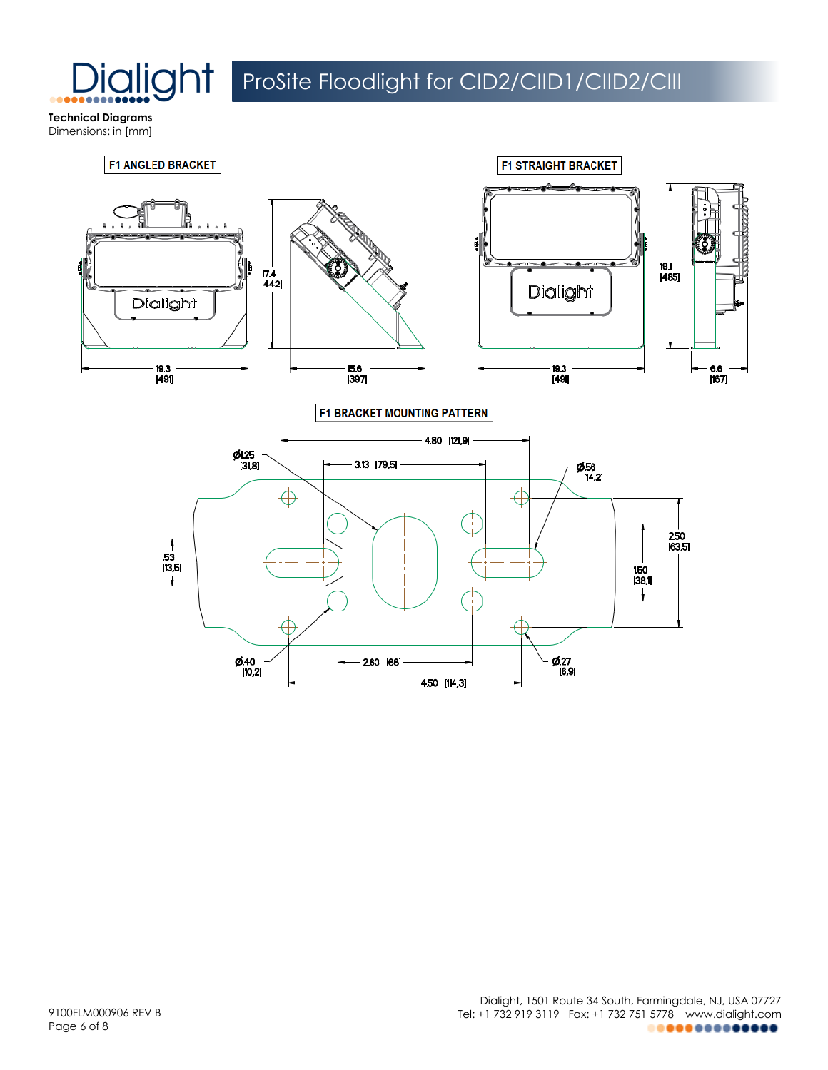**Technical Diagrams**

Dimensions: in [mm]

### F1 ANGLED BRACKET

19.3 [491]

17.4 [442]

15.6 [397]

### F1 STRAIGHT BRACKET

19.3 [491]

19.1 [485]

6.6 [167]

### F1 BRACKET MOUNTING PATTERN

4.80 [121,9]

3.13 [79,5]

Ø1.25 [31,8]

Ø.56 [14,2]

.53 [13,5]

2.50 [63,5]

1.50 [38,1]

Ø.40 [10,2]

2.60 [66]

Ø.27 [6,9]

4.50 [114,3]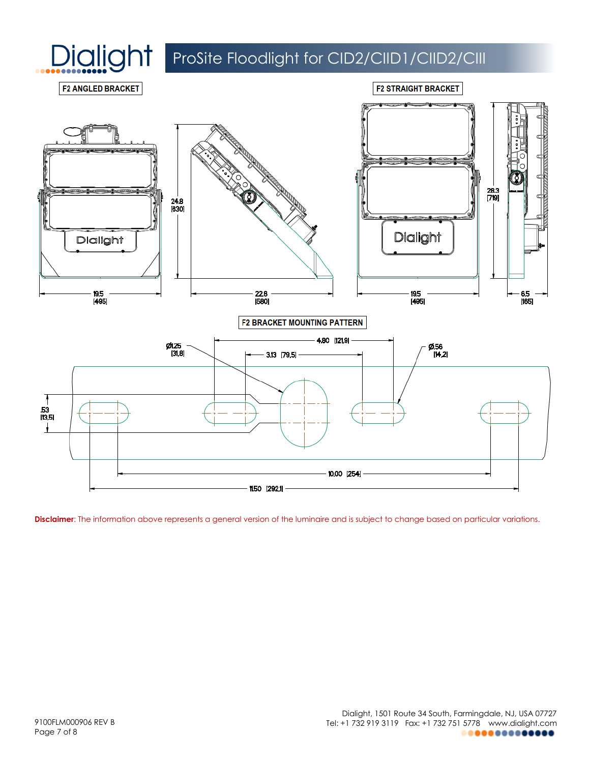# ProSite Floodlight for CID2/CIID1/CIID2/CIII

## F2 ANGLED BRACKET

19.5 [495]

24.8 [630]

22.8 [580]

## F2 STRAIGHT BRACKET

19.5 [495]

28.3 [719]

6.5 [165]

## F2 BRACKET MOUNTING PATTERN

Ø1.25 [31.8]

4.80 [121.9]

3.13 [79.5]

Ø.56 [14.2]

.53 [13.5]

10.00 [254]

11.50 [292.1]

**Disclaimer**: The information above represents a general version of the luminaire and is subject to change based on particular variations.

9100FLM000906 REV B

Dialight, 1501 Route 34 South, Farmingdale, NJ, USA 07727
Tel: +1 732 919 3119 Fax: +1 732 751 5778 www.dialight.com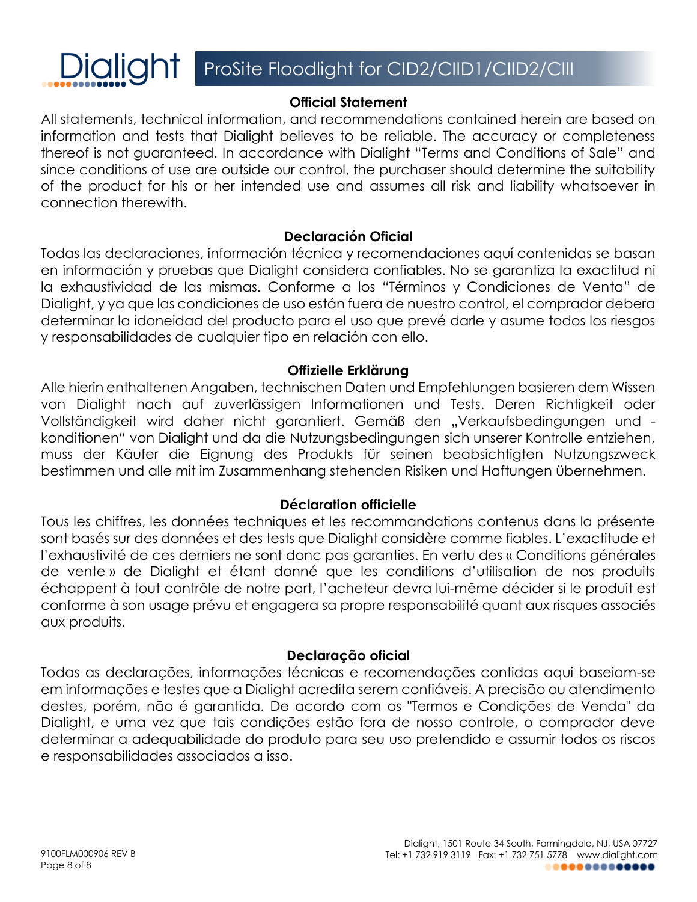## Official Statement

All statements, technical information, and recommendations contained herein are based on information and tests that Dialight believes to be reliable. The accuracy or completeness thereof is not guaranteed. In accordance with Dialight "Terms and Conditions of Sale" and since conditions of use are outside our control, the purchaser should determine the suitability of the product for his or her intended use and assumes all risk and liability whatsoever in connection therewith.

## Declaración Oficial

Todas las declaraciones, información técnica y recomendaciones aquí contenidas se basan en información y pruebas que Dialight considera confiables. No se garantiza la exactitud ni la exhaustividad de las mismas. Conforme a los "Términos y Condiciones de Venta" de Dialight, y ya que las condiciones de uso están fuera de nuestro control, el comprador debera determinar la idoneidad del producto para el uso que prevé darle y asume todos los riesgos y responsabilidades de cualquier tipo en relación con ello.

## Offizielle Erklärung

Alle hierin enthaltenen Angaben, technischen Daten und Empfehlungen basieren dem Wissen von Dialight nach auf zuverlässigen Informationen und Tests. Deren Richtigkeit oder Vollständigkeit wird daher nicht garantiert. Gemäß den „Verkaufsbedingungen und -konditionen" von Dialight und da die Nutzungsbedingungen sich unserer Kontrolle entziehen, muss der Käufer die Eignung des Produkts für seinen beabsichtigten Nutzungszweck bestimmen und alle mit im Zusammenhang stehenden Risiken und Haftungen übernehmen.

## Déclaration officielle

Tous les chiffres, les données techniques et les recommandations contenus dans la présente sont basés sur des données et des tests que Dialight considère comme fiables. L'exactitude et l'exhaustivité de ces derniers ne sont donc pas garanties. En vertu des « Conditions générales de vente » de Dialight et étant donné que les conditions d'utilisation de nos produits échappent à tout contrôle de notre part, l'acheteur devra lui-même décider si le produit est conforme à son usage prévu et engagera sa propre responsabilité quant aux risques associés aux produits.

## Declaração oficial

Todas as declarações, informações técnicas e recomendações contidas aqui baseiam-se em informações e testes que a Dialight acredita serem confiáveis. A precisão ou atendimento destes, porém, não é garantida. De acordo com os "Termos e Condições de Venda" da Dialight, e uma vez que tais condições estão fora de nosso controle, o comprador deve determinar a adequabilidade do produto para seu uso pretendido e assumir todos os riscos e responsabilidades associados a isso.